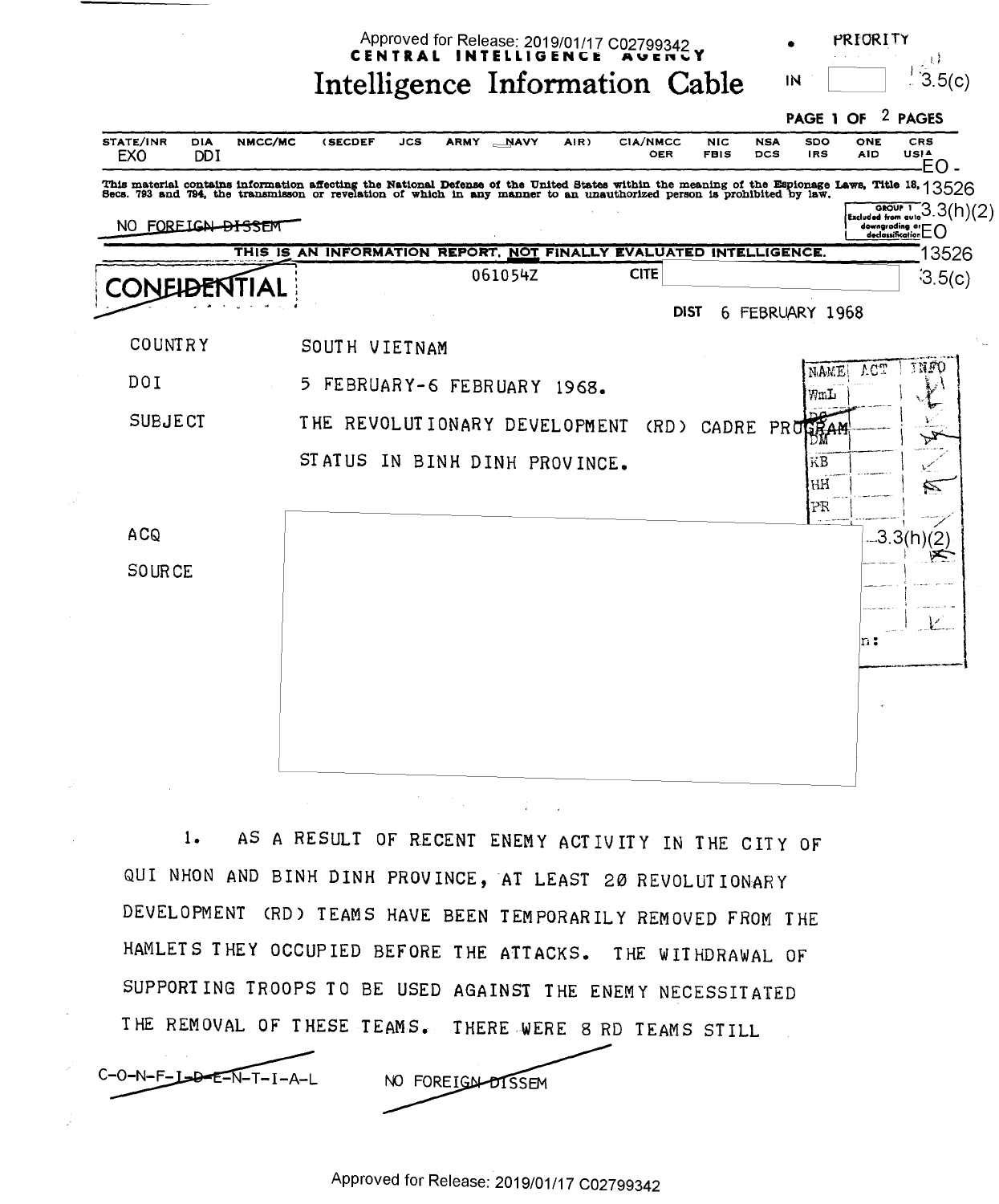CENTRAL INTELLIGENCE AGENCY

# Intelligence Information Cable

PRIORITY

IN

| STATE/INR | DIA | NMCC/MC | (SECDEF | JCS | ARMY | NAVY | AIR) | CIA/NMCC | NIC | NSA | SDO | ONE | CRS |
|---|---|---|---|---|---|---|---|---|---|---|---|---|---|
| EXO | DDI | | | | | | | OER | FBIS | DCS | IRS | AID | USIA |

This material contains information affecting the National Defense of the United States within the meaning of the Espionage Laws, Title 18, Secs. 793 and 794, the transmisson or revelation of which in any manner to an unauthorized person is prohibited by law.

NO FOREIGN DISSEM

GROUP 1 Excluded from automatic downgrading and declassification

THIS IS AN INFORMATION REPORT, NOT FINALLY EVALUATED INTELLIGENCE.

CONFIDENTIAL

061054Z

CITE

DIST 6 FEBRUARY 1968

COUNTRY SOUTH VIETNAM

DOI 5 FEBRUARY-6 FEBRUARY 1968.

SUBJECT THE REVOLUTIONARY DEVELOPMENT (RD) CADRE PROGRAM STATUS IN BINH DINH PROVINCE.

ACQ

SOURCE

1. AS A RESULT OF RECENT ENEMY ACTIVITY IN THE CITY OF QUI NHON AND BINH DINH PROVINCE, AT LEAST 20 REVOLUTIONARY DEVELOPMENT (RD) TEAMS HAVE BEEN TEMPORARILY REMOVED FROM THE HAMLETS THEY OCCUPIED BEFORE THE ATTACKS. THE WITHDRAWAL OF SUPPORTING TROOPS TO BE USED AGAINST THE ENEMY NECESSITATED THE REMOVAL OF THESE TEAMS. THERE WERE 8 RD TEAMS STILL

C-O-N-F-I-D-E-N-T-I-A-L NO FOREIGN DISSEM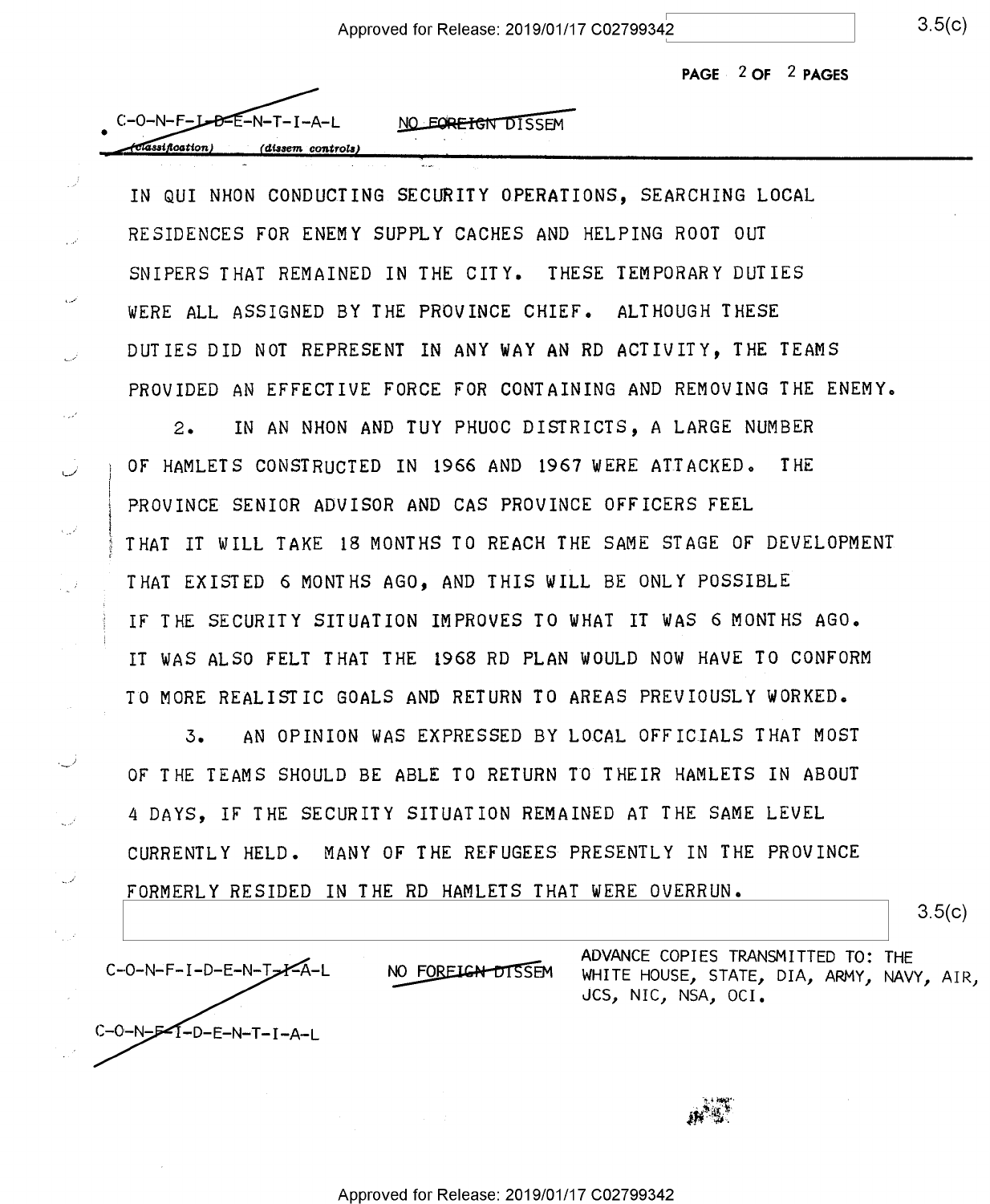C-O-N-F-I-D-E-N-T-I-A-L NO FOREIGN DISSEM

IN QUI NHON CONDUCTING SECURITY OPERATIONS, SEARCHING LOCAL RESIDENCES FOR ENEMY SUPPLY CACHES AND HELPING ROOT OUT SNIPERS THAT REMAINED IN THE CITY. THESE TEMPORARY DUTIES WERE ALL ASSIGNED BY THE PROVINCE CHIEF. ALTHOUGH THESE DUTIES DID NOT REPRESENT IN ANY WAY AN RD ACTIVITY, THE TEAMS PROVIDED AN EFFECTIVE FORCE FOR CONTAINING AND REMOVING THE ENEMY.

2. IN AN NHON AND TUY PHUOC DISTRICTS, A LARGE NUMBER OF HAMLETS CONSTRUCTED IN 1966 AND 1967 WERE ATTACKED. THE PROVINCE SENIOR ADVISOR AND CAS PROVINCE OFFICERS FEEL THAT IT WILL TAKE 18 MONTHS TO REACH THE SAME STAGE OF DEVELOPMENT THAT EXISTED 6 MONTHS AGO, AND THIS WILL BE ONLY POSSIBLE IF THE SECURITY SITUATION IMPROVES TO WHAT IT WAS 6 MONTHS AGO. IT WAS ALSO FELT THAT THE 1968 RD PLAN WOULD NOW HAVE TO CONFORM TO MORE REALISTIC GOALS AND RETURN TO AREAS PREVIOUSLY WORKED.

3. AN OPINION WAS EXPRESSED BY LOCAL OFFICIALS THAT MOST OF THE TEAMS SHOULD BE ABLE TO RETURN TO THEIR HAMLETS IN ABOUT 4 DAYS, IF THE SECURITY SITUATION REMAINED AT THE SAME LEVEL CURRENTLY HELD. MANY OF THE REFUGEES PRESENTLY IN THE PROVINCE FORMERLY RESIDED IN THE RD HAMLETS THAT WERE OVERRUN.

3.5(c)

C-O-N-F-I-D-E-N-T-I-A-L NO FOREIGN DISSEM

ADVANCE COPIES TRANSMITTED TO: THE WHITE HOUSE, STATE, DIA, ARMY, NAVY, AIR, JCS, NIC, NSA, OCI.

C-O-N-F-I-D-E-N-T-I-A-L